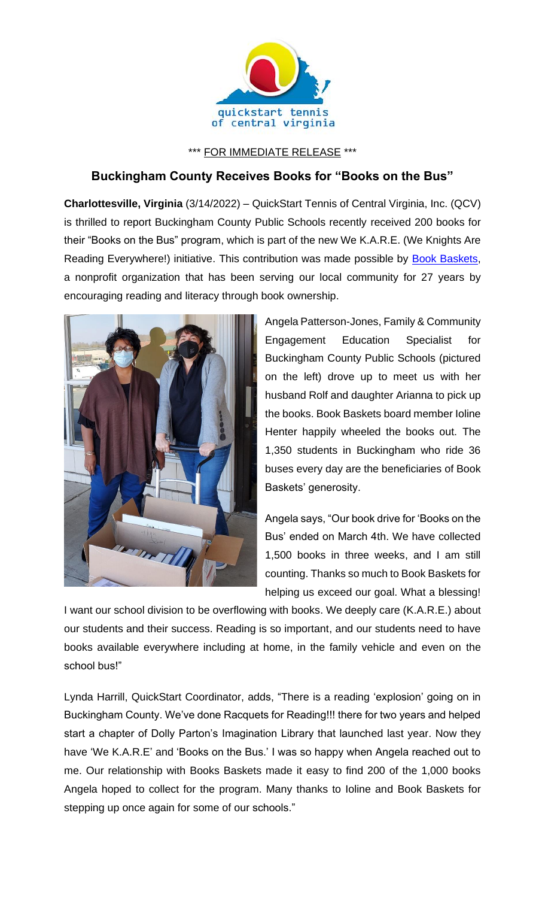quickstart tennis of central virginia

\*\*\* FOR IMMEDIATE RELEASE \*\*\*

## Buckingham County Receives Books for "Books on the Bus"

**Charlottesville, Virginia** (3/14/2022) – QuickStart Tennis of Central Virginia, Inc. (QCV) is thrilled to report Buckingham County Public Schools recently received 200 books for their "Books on the Bus" program, which is part of the new We K.A.R.E. (We Knights Are Reading Everywhere!) initiative. This contribution was made possible by Book Baskets, a nonprofit organization that has been serving our local community for 27 years by encouraging reading and literacy through book ownership.

Angela Patterson-Jones, Family & Community Engagement Education Specialist for Buckingham County Public Schools (pictured on the left) drove up to meet us with her husband Rolf and daughter Arianna to pick up the books. Book Baskets board member Ioline Henter happily wheeled the books out. The 1,350 students in Buckingham who ride 36 buses every day are the beneficiaries of Book Baskets' generosity.

Angela says, "Our book drive for 'Books on the Bus' ended on March 4th. We have collected 1,500 books in three weeks, and I am still counting. Thanks so much to Book Baskets for helping us exceed our goal. What a blessing! I want our school division to be overflowing with books. We deeply care (K.A.R.E.) about our students and their success. Reading is so important, and our students need to have books available everywhere including at home, in the family vehicle and even on the school bus!"

Lynda Harrill, QuickStart Coordinator, adds, "There is a reading 'explosion' going on in Buckingham County. We've done Racquets for Reading!!! there for two years and helped start a chapter of Dolly Parton's Imagination Library that launched last year. Now they have 'We K.A.R.E' and 'Books on the Bus.' I was so happy when Angela reached out to me. Our relationship with Books Baskets made it easy to find 200 of the 1,000 books Angela hoped to collect for the program. Many thanks to Ioline and Book Baskets for stepping up once again for some of our schools."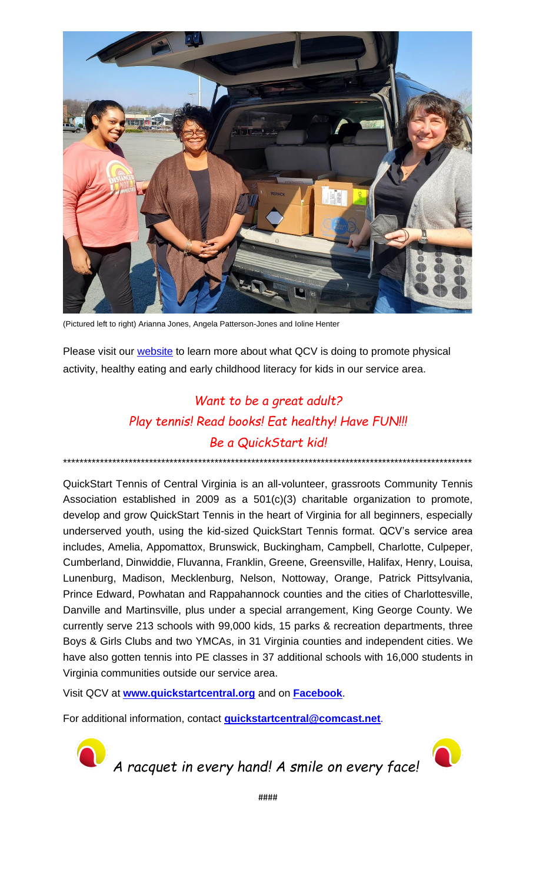(Pictured left to right) Arianna Jones, Angela Patterson-Jones and Ioline Henter

Please visit our website to learn more about what QCV is doing to promote physical activity, healthy eating and early childhood literacy for kids in our service area.

*Want to be a great adult?*
*Play tennis! Read books! Eat healthy! Have FUN!!!*
*Be a QuickStart kid!*

****************************************************************************************************

QuickStart Tennis of Central Virginia is an all-volunteer, grassroots Community Tennis Association established in 2009 as a 501(c)(3) charitable organization to promote, develop and grow QuickStart Tennis in the heart of Virginia for all beginners, especially underserved youth, using the kid-sized QuickStart Tennis format. QCV's service area includes, Amelia, Appomattox, Brunswick, Buckingham, Campbell, Charlotte, Culpeper, Cumberland, Dinwiddie, Fluvanna, Franklin, Greene, Greensville, Halifax, Henry, Louisa, Lunenburg, Madison, Mecklenburg, Nelson, Nottoway, Orange, Patrick Pittsylvania, Prince Edward, Powhatan and Rappahannock counties and the cities of Charlottesville, Danville and Martinsville, plus under a special arrangement, King George County. We currently serve 213 schools with 99,000 kids, 15 parks & recreation departments, three Boys & Girls Clubs and two YMCAs, in 31 Virginia counties and independent cities. We have also gotten tennis into PE classes in 37 additional schools with 16,000 students in Virginia communities outside our service area.

Visit QCV at **www.quickstartcentral.org** and on **Facebook**.

For additional information, contact **quickstartcentral@comcast.net**.

*A racquet in every hand! A smile on every face!*

####